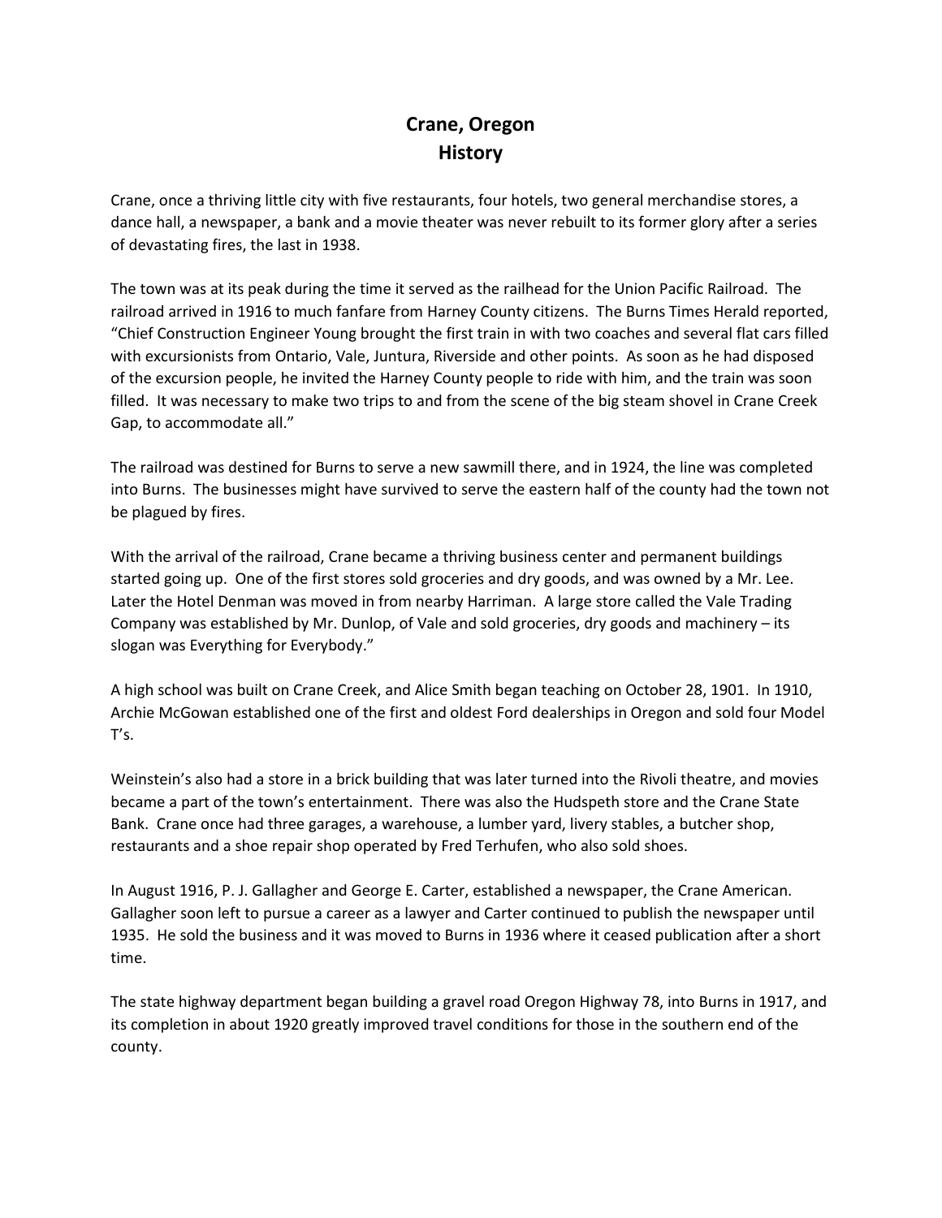# Crane, Oregon
## History

Crane, once a thriving little city with five restaurants, four hotels, two general merchandise stores, a dance hall, a newspaper, a bank and a movie theater was never rebuilt to its former glory after a series of devastating fires, the last in 1938.

The town was at its peak during the time it served as the railhead for the Union Pacific Railroad. The railroad arrived in 1916 to much fanfare from Harney County citizens. The Burns Times Herald reported, "Chief Construction Engineer Young brought the first train in with two coaches and several flat cars filled with excursionists from Ontario, Vale, Juntura, Riverside and other points. As soon as he had disposed of the excursion people, he invited the Harney County people to ride with him, and the train was soon filled. It was necessary to make two trips to and from the scene of the big steam shovel in Crane Creek Gap, to accommodate all."

The railroad was destined for Burns to serve a new sawmill there, and in 1924, the line was completed into Burns. The businesses might have survived to serve the eastern half of the county had the town not be plagued by fires.

With the arrival of the railroad, Crane became a thriving business center and permanent buildings started going up. One of the first stores sold groceries and dry goods, and was owned by a Mr. Lee. Later the Hotel Denman was moved in from nearby Harriman. A large store called the Vale Trading Company was established by Mr. Dunlop, of Vale and sold groceries, dry goods and machinery – its slogan was Everything for Everybody."

A high school was built on Crane Creek, and Alice Smith began teaching on October 28, 1901. In 1910, Archie McGowan established one of the first and oldest Ford dealerships in Oregon and sold four Model T's.

Weinstein's also had a store in a brick building that was later turned into the Rivoli theatre, and movies became a part of the town's entertainment. There was also the Hudspeth store and the Crane State Bank. Crane once had three garages, a warehouse, a lumber yard, livery stables, a butcher shop, restaurants and a shoe repair shop operated by Fred Terhufen, who also sold shoes.

In August 1916, P. J. Gallagher and George E. Carter, established a newspaper, the Crane American. Gallagher soon left to pursue a career as a lawyer and Carter continued to publish the newspaper until 1935. He sold the business and it was moved to Burns in 1936 where it ceased publication after a short time.

The state highway department began building a gravel road Oregon Highway 78, into Burns in 1917, and its completion in about 1920 greatly improved travel conditions for those in the southern end of the county.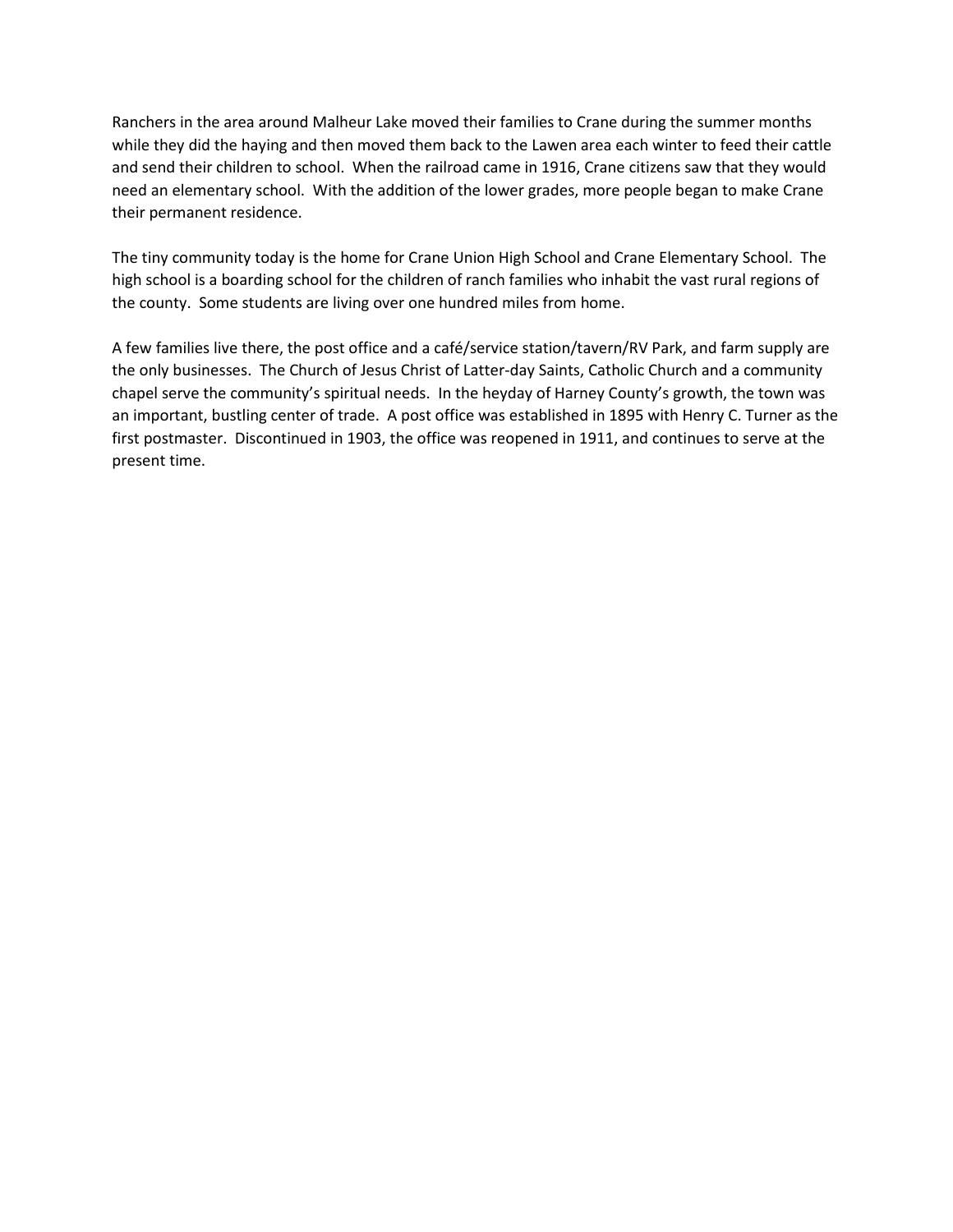Ranchers in the area around Malheur Lake moved their families to Crane during the summer months while they did the haying and then moved them back to the Lawen area each winter to feed their cattle and send their children to school. When the railroad came in 1916, Crane citizens saw that they would need an elementary school. With the addition of the lower grades, more people began to make Crane their permanent residence.

The tiny community today is the home for Crane Union High School and Crane Elementary School. The high school is a boarding school for the children of ranch families who inhabit the vast rural regions of the county. Some students are living over one hundred miles from home.

A few families live there, the post office and a café/service station/tavern/RV Park, and farm supply are the only businesses. The Church of Jesus Christ of Latter-day Saints, Catholic Church and a community chapel serve the community's spiritual needs. In the heyday of Harney County's growth, the town was an important, bustling center of trade. A post office was established in 1895 with Henry C. Turner as the first postmaster. Discontinued in 1903, the office was reopened in 1911, and continues to serve at the present time.